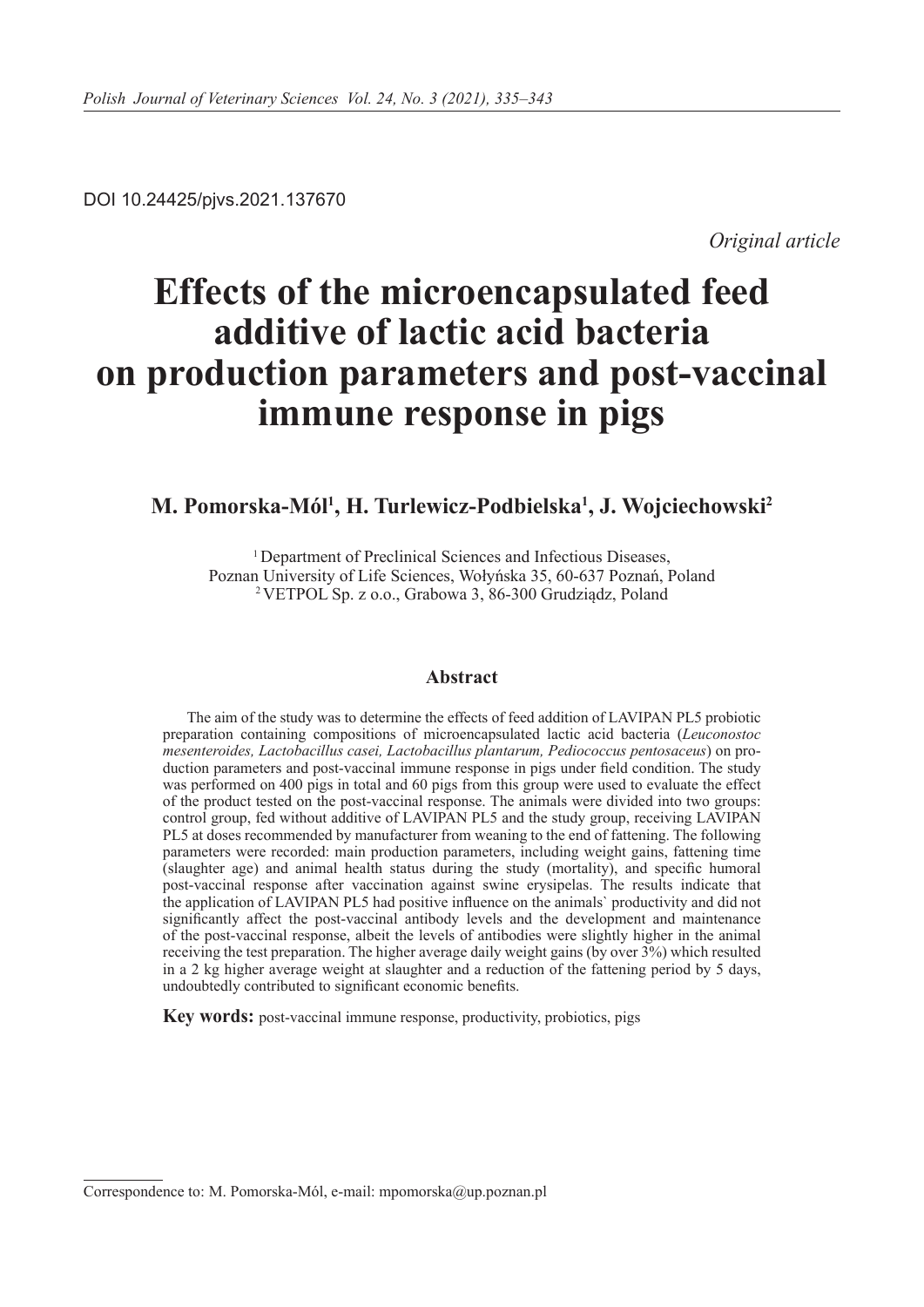DOI 10.24425/pjvs.2021.137670

*Original article*

# Effects of the microencapsulated feed additive of lactic acid bacteria on production parameters and post-vaccinal immune response in pigs

**M. Pomorska-Mól[1], H. Turlewicz-Podbielska[1], J. Wojciechowski[2]**

[1] Department of Preclinical Sciences and Infectious Diseases, Poznan University of Life Sciences, Wołyńska 35, 60-637 Poznań, Poland
[2] VETPOL Sp. z o.o., Grabowa 3, 86-300 Grudziądz, Poland

## Abstract

The aim of the study was to determine the effects of feed addition of LAVIPAN PL5 probiotic preparation containing compositions of microencapsulated lactic acid bacteria (*Leuconostoc mesenteroides, Lactobacillus casei, Lactobacillus plantarum, Pediococcus pentosaceus*) on production parameters and post-vaccinal immune response in pigs under field condition. The study was performed on 400 pigs in total and 60 pigs from this group were used to evaluate the effect of the product tested on the post-vaccinal response. The animals were divided into two groups: control group, fed without additive of LAVIPAN PL5 and the study group, receiving LAVIPAN PL5 at doses recommended by manufacturer from weaning to the end of fattening. The following parameters were recorded: main production parameters, including weight gains, fattening time (slaughter age) and animal health status during the study (mortality), and specific humoral post-vaccinal response after vaccination against swine erysipelas. The results indicate that the application of LAVIPAN PL5 had positive influence on the animals` productivity and did not significantly affect the post-vaccinal antibody levels and the development and maintenance of the post-vaccinal response, albeit the levels of antibodies were slightly higher in the animal receiving the test preparation. The higher average daily weight gains (by over 3%) which resulted in a 2 kg higher average weight at slaughter and a reduction of the fattening period by 5 days, undoubtedly contributed to significant economic benefits.

**Key words:** post-vaccinal immune response, productivity, probiotics, pigs

Correspondence to: M. Pomorska-Mól, e-mail: mpomorska@up.poznan.pl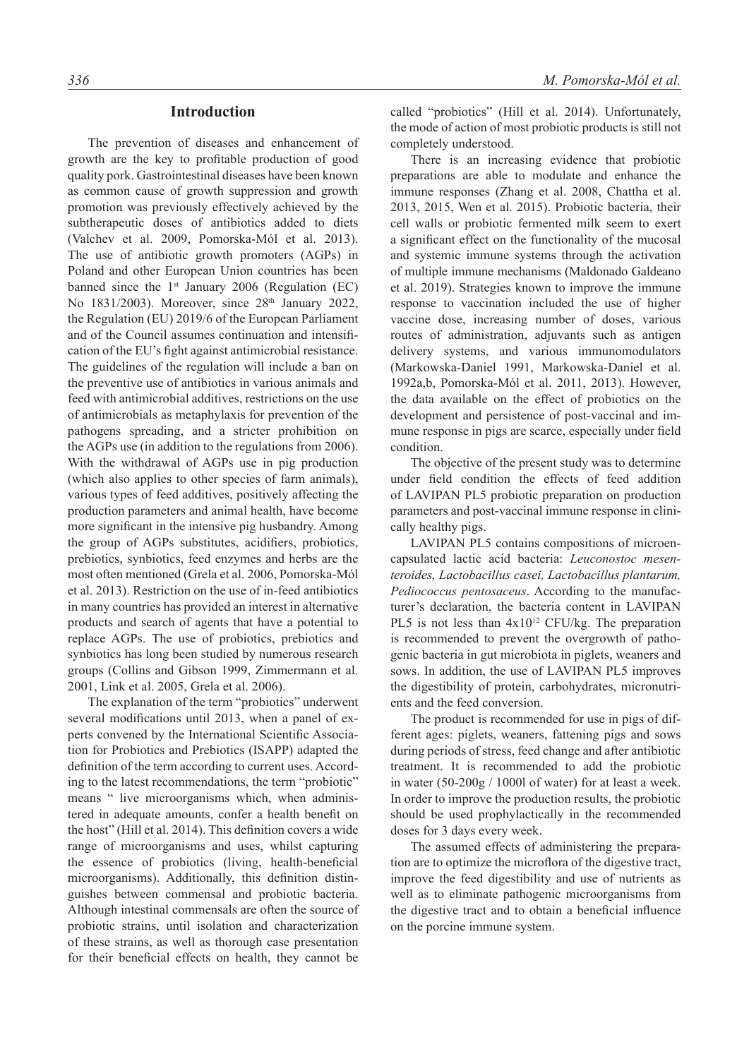## Introduction

The prevention of diseases and enhancement of growth are the key to profitable production of good quality pork. Gastrointestinal diseases have been known as common cause of growth suppression and growth promotion was previously effectively achieved by the subtherapeutic doses of antibiotics added to diets (Valchev et al. 2009, Pomorska-Mól et al. 2013). The use of antibiotic growth promoters (AGPs) in Poland and other European Union countries has been banned since the 1st January 2006 (Regulation (EC) No 1831/2003). Moreover, since 28th January 2022, the Regulation (EU) 2019/6 of the European Parliament and of the Council assumes continuation and intensification of the EU's fight against antimicrobial resistance. The guidelines of the regulation will include a ban on the preventive use of antibiotics in various animals and feed with antimicrobial additives, restrictions on the use of antimicrobials as metaphylaxis for prevention of the pathogens spreading, and a stricter prohibition on the AGPs use (in addition to the regulations from 2006). With the withdrawal of AGPs use in pig production (which also applies to other species of farm animals), various types of feed additives, positively affecting the production parameters and animal health, have become more significant in the intensive pig husbandry. Among the group of AGPs substitutes, acidifiers, probiotics, prebiotics, synbiotics, feed enzymes and herbs are the most often mentioned (Grela et al. 2006, Pomorska-Mól et al. 2013). Restriction on the use of in-feed antibiotics in many countries has provided an interest in alternative products and search of agents that have a potential to replace AGPs. The use of probiotics, prebiotics and synbiotics has long been studied by numerous research groups (Collins and Gibson 1999, Zimmermann et al. 2001, Link et al. 2005, Grela et al. 2006).

The explanation of the term "probiotics" underwent several modifications until 2013, when a panel of experts convened by the International Scientific Association for Probiotics and Prebiotics (ISAPP) adapted the definition of the term according to current uses. According to the latest recommendations, the term "probiotic" means " live microorganisms which, when administered in adequate amounts, confer a health benefit on the host" (Hill et al. 2014). This definition covers a wide range of microorganisms and uses, whilst capturing the essence of probiotics (living, health-beneficial microorganisms). Additionally, this definition distinguishes between commensal and probiotic bacteria. Although intestinal commensals are often the source of probiotic strains, until isolation and characterization of these strains, as well as thorough case presentation for their beneficial effects on health, they cannot be called "probiotics" (Hill et al. 2014). Unfortunately, the mode of action of most probiotic products is still not completely understood.

There is an increasing evidence that probiotic preparations are able to modulate and enhance the immune responses (Zhang et al. 2008, Chattha et al. 2013, 2015, Wen et al. 2015). Probiotic bacteria, their cell walls or probiotic fermented milk seem to exert a significant effect on the functionality of the mucosal and systemic immune systems through the activation of multiple immune mechanisms (Maldonado Galdeano et al. 2019). Strategies known to improve the immune response to vaccination included the use of higher vaccine dose, increasing number of doses, various routes of administration, adjuvants such as antigen delivery systems, and various immunomodulators (Markowska-Daniel 1991, Markowska-Daniel et al. 1992a,b, Pomorska-Mól et al. 2011, 2013). However, the data available on the effect of probiotics on the development and persistence of post-vaccinal and immune response in pigs are scarce, especially under field condition.

The objective of the present study was to determine under field condition the effects of feed addition of LAVIPAN PL5 probiotic preparation on production parameters and post-vaccinal immune response in clinically healthy pigs.

LAVIPAN PL5 contains compositions of microencapsulated lactic acid bacteria: *Leuconostoc mesenteroides, Lactobacillus casei, Lactobacillus plantarum, Pediococcus pentosaceus*. According to the manufacturer's declaration, the bacteria content in LAVIPAN PL5 is not less than $4x10^{12}$ CFU/kg. The preparation is recommended to prevent the overgrowth of pathogenic bacteria in gut microbiota in piglets, weaners and sows. In addition, the use of LAVIPAN PL5 improves the digestibility of protein, carbohydrates, micronutrients and the feed conversion.

The product is recommended for use in pigs of different ages: piglets, weaners, fattening pigs and sows during periods of stress, feed change and after antibiotic treatment. It is recommended to add the probiotic in water (50-200g / 1000l of water) for at least a week. In order to improve the production results, the probiotic should be used prophylactically in the recommended doses for 3 days every week.

The assumed effects of administering the preparation are to optimize the microflora of the digestive tract, improve the feed digestibility and use of nutrients as well as to eliminate pathogenic microorganisms from the digestive tract and to obtain a beneficial influence on the porcine immune system.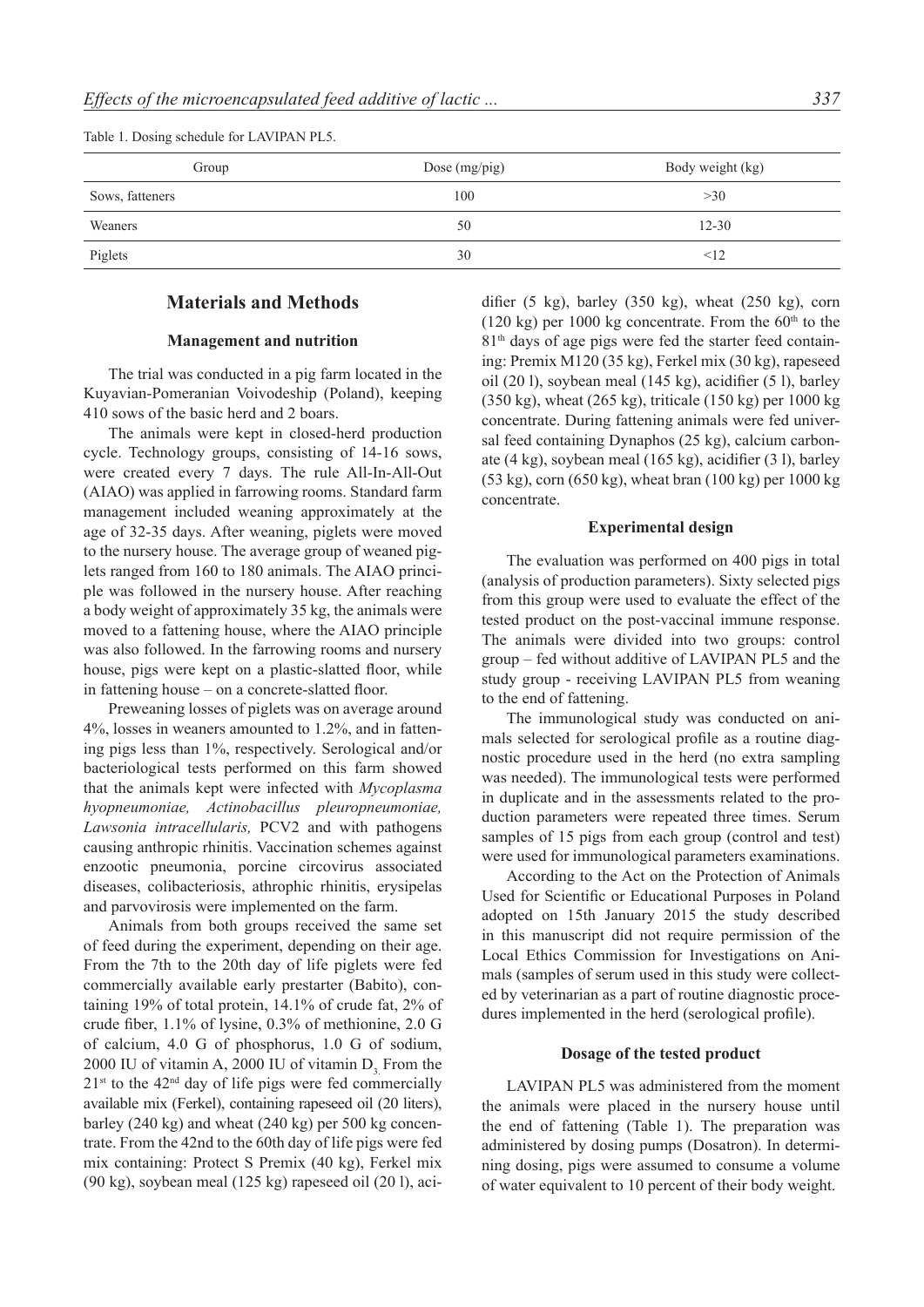Table 1. Dosing schedule for LAVIPAN PL5.

| Group | Dose (mg/pig) | Body weight (kg) |
|---|---|---|
| Sows, fatteners | 100 | >30 |
| Weaners | 50 | 12-30 |
| Piglets | 30 | <12 |

## Materials and Methods

### Management and nutrition

The trial was conducted in a pig farm located in the Kuyavian-Pomeranian Voivodeship (Poland), keeping 410 sows of the basic herd and 2 boars.

The animals were kept in closed-herd production cycle. Technology groups, consisting of 14-16 sows, were created every 7 days. The rule All-In-All-Out (AIAO) was applied in farrowing rooms. Standard farm management included weaning approximately at the age of 32-35 days. After weaning, piglets were moved to the nursery house. The average group of weaned piglets ranged from 160 to 180 animals. The AIAO principle was followed in the nursery house. After reaching a body weight of approximately 35 kg, the animals were moved to a fattening house, where the AIAO principle was also followed. In the farrowing rooms and nursery house, pigs were kept on a plastic-slatted floor, while in fattening house – on a concrete-slatted floor.

Preweaning losses of piglets was on average around 4%, losses in weaners amounted to 1.2%, and in fattening pigs less than 1%, respectively. Serological and/or bacteriological tests performed on this farm showed that the animals kept were infected with *Mycoplasma hyopneumoniae, Actinobacillus pleuropneumoniae, Lawsonia intracellularis,* PCV2 and with pathogens causing anthropic rhinitis. Vaccination schemes against enzootic pneumonia, porcine circovirus associated diseases, colibacteriosis, athrophic rhinitis, erysipelas and parvovirosis were implemented on the farm.

Animals from both groups received the same set of feed during the experiment, depending on their age. From the 7th to the 20th day of life piglets were fed commercially available early prestarter (Babito), containing 19% of total protein, 14.1% of crude fat, 2% of crude fiber, 1.1% of lysine, 0.3% of methionine, 2.0 G of calcium, 4.0 G of phosphorus, 1.0 G of sodium, 2000 IU of vitamin A, 2000 IU of vitamin $D_3$ From the 21[st] to the 42[nd] day of life pigs were fed commercially available mix (Ferkel), containing rapeseed oil (20 liters), barley (240 kg) and wheat (240 kg) per 500 kg concentrate. From the 42nd to the 60th day of life pigs were fed mix containing: Protect S Premix (40 kg), Ferkel mix (90 kg), soybean meal (125 kg) rapeseed oil (20 l), acidifier (5 kg), barley (350 kg), wheat (250 kg), corn (120 kg) per 1000 kg concentrate. From the 60[th] to the 81[th] days of age pigs were fed the starter feed containing: Premix M120 (35 kg), Ferkel mix (30 kg), rapeseed oil (20 l), soybean meal (145 kg), acidifier (5 l), barley (350 kg), wheat (265 kg), triticale (150 kg) per 1000 kg concentrate. During fattening animals were fed universal feed containing Dynaphos (25 kg), calcium carbonate (4 kg), soybean meal (165 kg), acidifier (3 l), barley (53 kg), corn (650 kg), wheat bran (100 kg) per 1000 kg concentrate.

### Experimental design

The evaluation was performed on 400 pigs in total (analysis of production parameters). Sixty selected pigs from this group were used to evaluate the effect of the tested product on the post-vaccinal immune response. The animals were divided into two groups: control group – fed without additive of LAVIPAN PL5 and the study group - receiving LAVIPAN PL5 from weaning to the end of fattening.

The immunological study was conducted on animals selected for serological profile as a routine diagnostic procedure used in the herd (no extra sampling was needed). The immunological tests were performed in duplicate and in the assessments related to the production parameters were repeated three times. Serum samples of 15 pigs from each group (control and test) were used for immunological parameters examinations.

According to the Act on the Protection of Animals Used for Scientific or Educational Purposes in Poland adopted on 15th January 2015 the study described in this manuscript did not require permission of the Local Ethics Commission for Investigations on Animals (samples of serum used in this study were collected by veterinarian as a part of routine diagnostic procedures implemented in the herd (serological profile).

### Dosage of the tested product

LAVIPAN PL5 was administered from the moment the animals were placed in the nursery house until the end of fattening (Table 1). The preparation was administered by dosing pumps (Dosatron). In determining dosing, pigs were assumed to consume a volume of water equivalent to 10 percent of their body weight.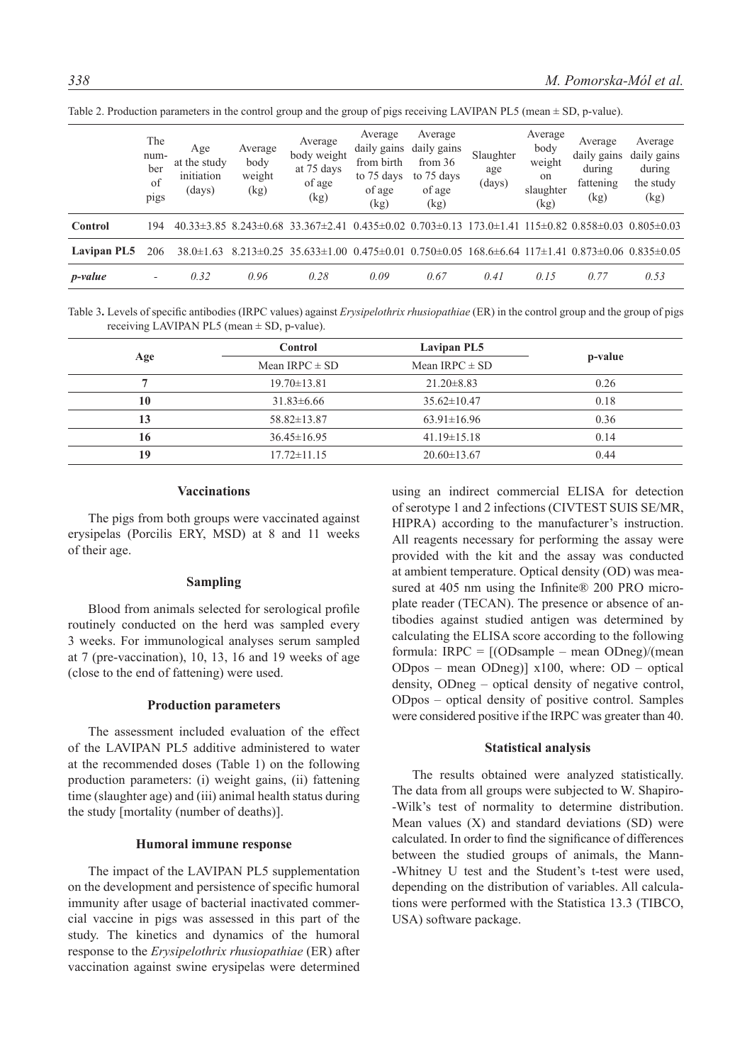Table 2. Production parameters in the control group and the group of pigs receiving LAVIPAN PL5 (mean ± SD, p-value).

| | The number of pigs | Age at the study initiation (days) | Average body weight (kg) | Average body weight at 75 days of age (kg) | Average daily gains from birth to 75 days of age (kg) | Average daily gains from 36 to 75 days of age (kg) | Slaughter age (days) | Average body weight on slaughter (kg) | Average daily gains during fattening (kg) | Average daily gains during the study (kg) |
|---|---|---|---|---|---|---|---|---|---|---|
| **Control** | 194 | 40.33±3.85 | 8.243±0.68 | 33.367±2.41 | 0.435±0.02 | 0.703±0.13 | 173.0±1.41 | 115±0.82 | 0.858±0.03 | 0.805±0.03 |
| **Lavipan PL5** | 206 | 38.0±1.63 | 8.213±0.25 | 35.633±1.00 | 0.475±0.01 | 0.750±0.05 | 168.6±6.64 | 117±1.41 | 0.873±0.06 | 0.835±0.05 |
| ***p-value*** | - | *0.32* | *0.96* | *0.28* | *0.09* | *0.67* | *0.41* | *0.15* | *0.77* | *0.53* |

Table 3**.** Levels of specific antibodies (IRPC values) against *Erysipelothrix rhusiopathiae* (ER) in the control group and the group of pigs receiving LAVIPAN PL5 (mean ± SD, p-value).

| Age | Control | Lavipan PL5 | p-value |
|---|---|---|---|
| | Mean IRPC ± SD | Mean IRPC ± SD | |
| **7** | 19.70±13.81 | 21.20±8.83 | 0.26 |
| **10** | 31.83±6.66 | 35.62±10.47 | 0.18 |
| **13** | 58.82±13.87 | 63.91±16.96 | 0.36 |
| **16** | 36.45±16.95 | 41.19±15.18 | 0.14 |
| **19** | 17.72±11.15 | 20.60±13.67 | 0.44 |

### Vaccinations

The pigs from both groups were vaccinated against erysipelas (Porcilis ERY, MSD) at 8 and 11 weeks of their age.

### Sampling

Blood from animals selected for serological profile routinely conducted on the herd was sampled every 3 weeks. For immunological analyses serum sampled at 7 (pre-vaccination), 10, 13, 16 and 19 weeks of age (close to the end of fattening) were used.

### Production parameters

The assessment included evaluation of the effect of the LAVIPAN PL5 additive administered to water at the recommended doses (Table 1) on the following production parameters: (i) weight gains, (ii) fattening time (slaughter age) and (iii) animal health status during the study [mortality (number of deaths)].

### Humoral immune response

The impact of the LAVIPAN PL5 supplementation on the development and persistence of specific humoral immunity after usage of bacterial inactivated commercial vaccine in pigs was assessed in this part of the study. The kinetics and dynamics of the humoral response to the *Erysipelothrix rhusiopathiae* (ER) after vaccination against swine erysipelas were determined using an indirect commercial ELISA for detection of serotype 1 and 2 infections (CIVTEST SUIS SE/MR, HIPRA) according to the manufacturer's instruction. All reagents necessary for performing the assay were provided with the kit and the assay was conducted at ambient temperature. Optical density (OD) was measured at 405 nm using the Infinite® 200 PRO microplate reader (TECAN). The presence or absence of antibodies against studied antigen was determined by calculating the ELISA score according to the following formula: IRPC = [(ODsample – mean ODneg)/(mean ODpos – mean ODneg)] x100, where: OD – optical density, ODneg – optical density of negative control, ODpos – optical density of positive control. Samples were considered positive if the IRPC was greater than 40.

### Statistical analysis

The results obtained were analyzed statistically. The data from all groups were subjected to W. Shapiro-Wilk's test of normality to determine distribution. Mean values (X) and standard deviations (SD) were calculated. In order to find the significance of differences between the studied groups of animals, the Mann-Whitney U test and the Student's t-test were used, depending on the distribution of variables. All calculations were performed with the Statistica 13.3 (TIBCO, USA) software package.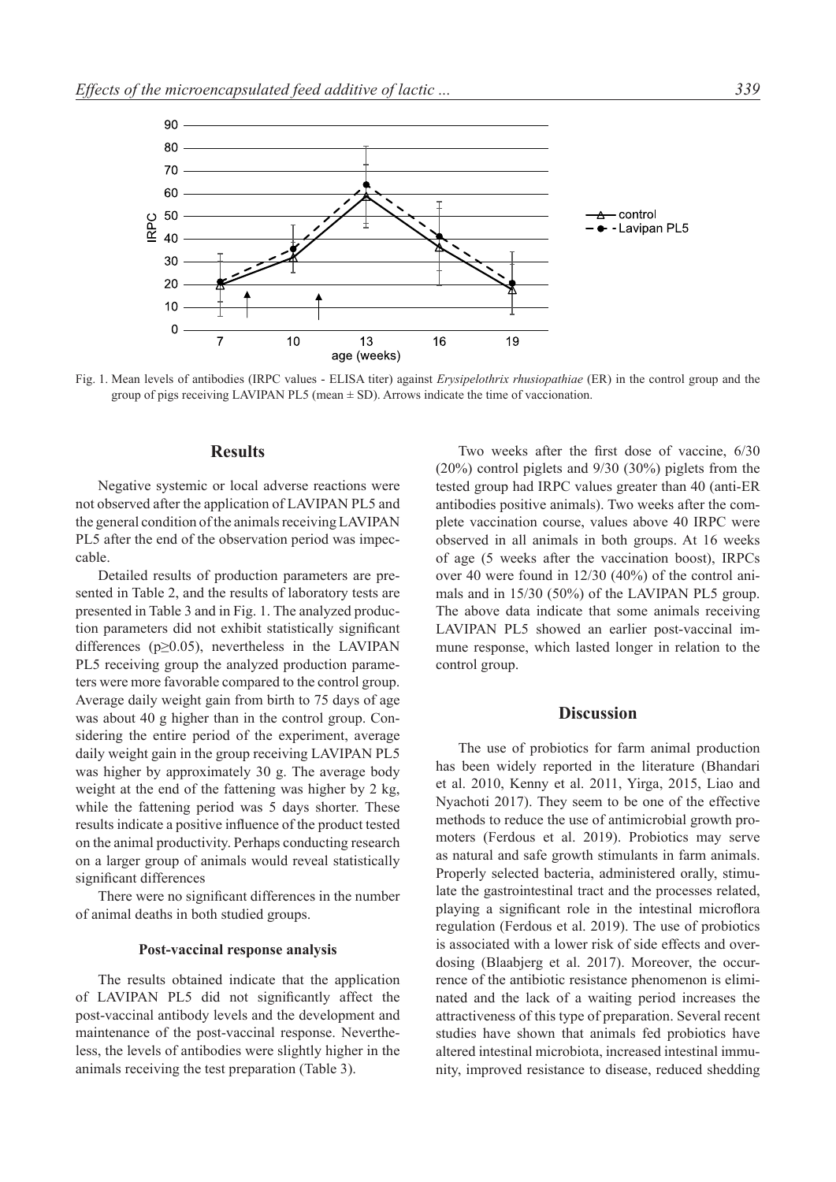Fig. 1. Mean levels of antibodies (IRPC values - ELISA titer) against *Erysipelothrix rhusiopathiae* (ER) in the control group and the group of pigs receiving LAVIPAN PL5 (mean ± SD). Arrows indicate the time of vaccionation.

## Results

Negative systemic or local adverse reactions were not observed after the application of LAVIPAN PL5 and the general condition of the animals receiving LAVIPAN PL5 after the end of the observation period was impeccable.

Detailed results of production parameters are presented in Table 2, and the results of laboratory tests are presented in Table 3 and in Fig. 1. The analyzed production parameters did not exhibit statistically significant differences ($p \geq 0.05$), nevertheless in the LAVIPAN PL5 receiving group the analyzed production parameters were more favorable compared to the control group. Average daily weight gain from birth to 75 days of age was about 40 g higher than in the control group. Considering the entire period of the experiment, average daily weight gain in the group receiving LAVIPAN PL5 was higher by approximately 30 g. The average body weight at the end of the fattening was higher by 2 kg, while the fattening period was 5 days shorter. These results indicate a positive influence of the product tested on the animal productivity. Perhaps conducting research on a larger group of animals would reveal statistically significant differences

There were no significant differences in the number of animal deaths in both studied groups.

### Post-vaccinal response analysis

The results obtained indicate that the application of LAVIPAN PL5 did not significantly affect the post-vaccinal antibody levels and the development and maintenance of the post-vaccinal response. Nevertheless, the levels of antibodies were slightly higher in the animals receiving the test preparation (Table 3).

Two weeks after the first dose of vaccine, 6/30 (20%) control piglets and 9/30 (30%) piglets from the tested group had IRPC values greater than 40 (anti-ER antibodies positive animals). Two weeks after the complete vaccination course, values above 40 IRPC were observed in all animals in both groups. At 16 weeks of age (5 weeks after the vaccination boost), IRPCs over 40 were found in 12/30 (40%) of the control animals and in 15/30 (50%) of the LAVIPAN PL5 group. The above data indicate that some animals receiving LAVIPAN PL5 showed an earlier post-vaccinal immune response, which lasted longer in relation to the control group.

## Discussion

The use of probiotics for farm animal production has been widely reported in the literature (Bhandari et al. 2010, Kenny et al. 2011, Yirga, 2015, Liao and Nyachoti 2017). They seem to be one of the effective methods to reduce the use of antimicrobial growth promoters (Ferdous et al. 2019). Probiotics may serve as natural and safe growth stimulants in farm animals. Properly selected bacteria, administered orally, stimulate the gastrointestinal tract and the processes related, playing a significant role in the intestinal microflora regulation (Ferdous et al. 2019). The use of probiotics is associated with a lower risk of side effects and overdosing (Blaabjerg et al. 2017). Moreover, the occurrence of the antibiotic resistance phenomenon is eliminated and the lack of a waiting period increases the attractiveness of this type of preparation. Several recent studies have shown that animals fed probiotics have altered intestinal microbiota, increased intestinal immunity, improved resistance to disease, reduced shedding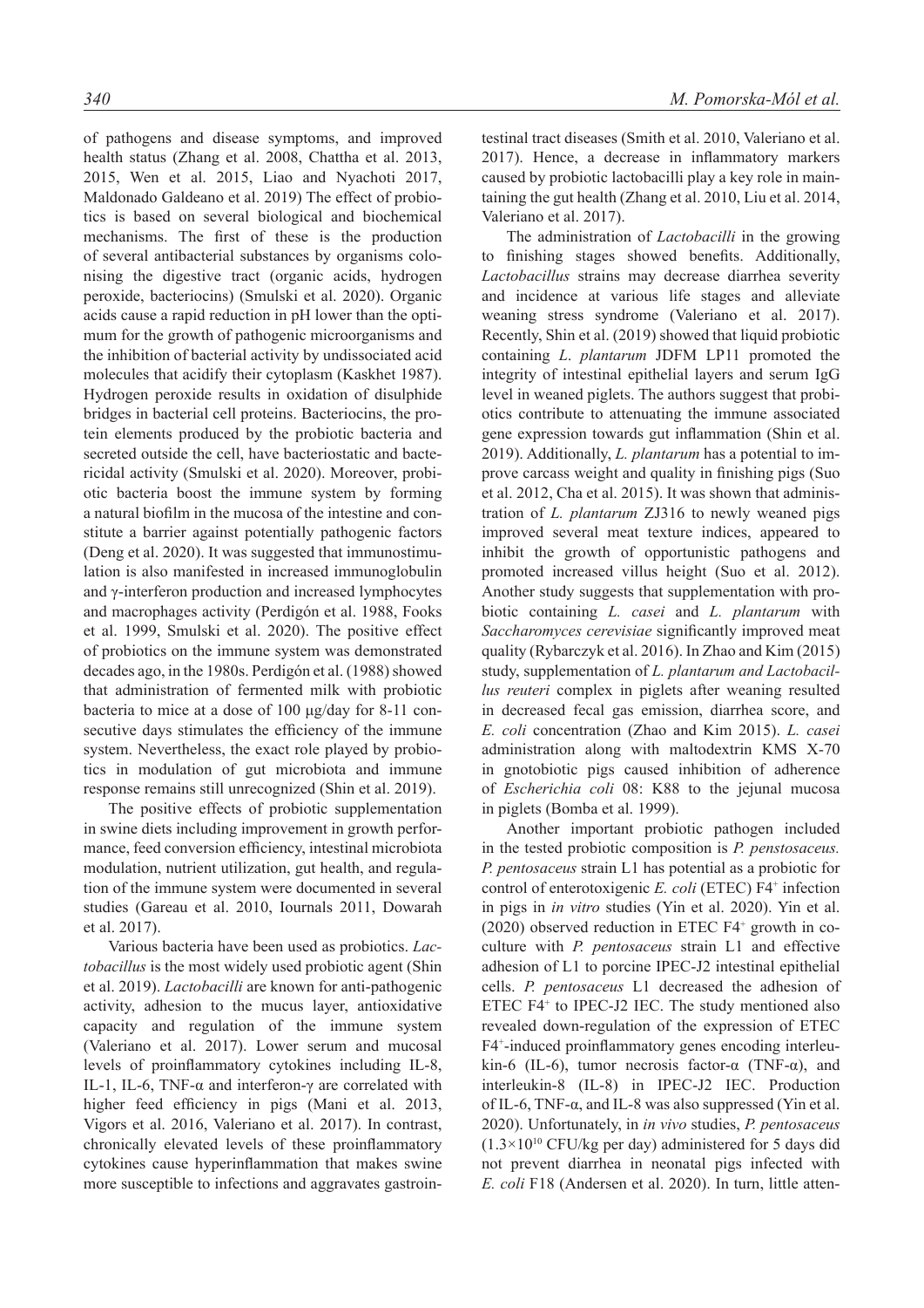of pathogens and disease symptoms, and improved health status (Zhang et al. 2008, Chattha et al. 2013, 2015, Wen et al. 2015, Liao and Nyachoti 2017, Maldonado Galdeano et al. 2019) The effect of probiotics is based on several biological and biochemical mechanisms. The first of these is the production of several antibacterial substances by organisms colonising the digestive tract (organic acids, hydrogen peroxide, bacteriocins) (Smulski et al. 2020). Organic acids cause a rapid reduction in pH lower than the optimum for the growth of pathogenic microorganisms and the inhibition of bacterial activity by undissociated acid molecules that acidify their cytoplasm (Kaskhet 1987). Hydrogen peroxide results in oxidation of disulphide bridges in bacterial cell proteins. Bacteriocins, the protein elements produced by the probiotic bacteria and secreted outside the cell, have bacteriostatic and bactericidal activity (Smulski et al. 2020). Moreover, probiotic bacteria boost the immune system by forming a natural biofilm in the mucosa of the intestine and constitute a barrier against potentially pathogenic factors (Deng et al. 2020). It was suggested that immunostimulation is also manifested in increased immunoglobulin and γ-interferon production and increased lymphocytes and macrophages activity (Perdigón et al. 1988, Fooks et al. 1999, Smulski et al. 2020). The positive effect of probiotics on the immune system was demonstrated decades ago, in the 1980s. Perdigón et al. (1988) showed that administration of fermented milk with probiotic bacteria to mice at a dose of 100 μg/day for 8-11 consecutive days stimulates the efficiency of the immune system. Nevertheless, the exact role played by probiotics in modulation of gut microbiota and immune response remains still unrecognized (Shin et al. 2019).

The positive effects of probiotic supplementation in swine diets including improvement in growth performance, feed conversion efficiency, intestinal microbiota modulation, nutrient utilization, gut health, and regulation of the immune system were documented in several studies (Gareau et al. 2010, Iournals 2011, Dowarah et al. 2017).

Various bacteria have been used as probiotics. *Lactobacillus* is the most widely used probiotic agent (Shin et al. 2019). *Lactobacilli* are known for anti-pathogenic activity, adhesion to the mucus layer, antioxidative capacity and regulation of the immune system (Valeriano et al. 2017). Lower serum and mucosal levels of proinflammatory cytokines including IL-8, IL-1, IL-6, TNF-α and interferon-γ are correlated with higher feed efficiency in pigs (Mani et al. 2013, Vigors et al. 2016, Valeriano et al. 2017). In contrast, chronically elevated levels of these proinflammatory cytokines cause hyperinflammation that makes swine more susceptible to infections and aggravates gastrointestinal tract diseases (Smith et al. 2010, Valeriano et al. 2017). Hence, a decrease in inflammatory markers caused by probiotic lactobacilli play a key role in maintaining the gut health (Zhang et al. 2010, Liu et al. 2014, Valeriano et al. 2017).

The administration of *Lactobacilli* in the growing to finishing stages showed benefits. Additionally, *Lactobacillus* strains may decrease diarrhea severity and incidence at various life stages and alleviate weaning stress syndrome (Valeriano et al. 2017). Recently, Shin et al. (2019) showed that liquid probiotic containing *L. plantarum* JDFM LP11 promoted the integrity of intestinal epithelial layers and serum IgG level in weaned piglets. The authors suggest that probiotics contribute to attenuating the immune associated gene expression towards gut inflammation (Shin et al. 2019). Additionally, *L. plantarum* has a potential to improve carcass weight and quality in finishing pigs (Suo et al. 2012, Cha et al. 2015). It was shown that administration of *L. plantarum* ZJ316 to newly weaned pigs improved several meat texture indices, appeared to inhibit the growth of opportunistic pathogens and promoted increased villus height (Suo et al. 2012). Another study suggests that supplementation with probiotic containing *L. casei* and *L. plantarum* with *Saccharomyces cerevisiae* significantly improved meat quality (Rybarczyk et al. 2016). In Zhao and Kim (2015) study, supplementation of *L. plantarum and Lactobacillus reuteri* complex in piglets after weaning resulted in decreased fecal gas emission, diarrhea score, and *E. coli* concentration (Zhao and Kim 2015). *L. casei* administration along with maltodextrin KMS X-70 in gnotobiotic pigs caused inhibition of adherence of *Escherichia coli* 08: K88 to the jejunal mucosa in piglets (Bomba et al. 1999).

Another important probiotic pathogen included in the tested probiotic composition is *P. penstosaceus. P. pentosaceus* strain L1 has potential as a probiotic for control of enterotoxigenic *E. coli* (ETEC) F4$^+$ infection in pigs in *in vitro* studies (Yin et al. 2020). Yin et al. (2020) observed reduction in ETEC F4$^+$ growth in co-culture with *P. pentosaceus* strain L1 and effective adhesion of L1 to porcine IPEC-J2 intestinal epithelial cells. *P. pentosaceus* L1 decreased the adhesion of ETEC F4$^+$ to IPEC-J2 IEC. The study mentioned also revealed down-regulation of the expression of ETEC F4$^+$-induced proinflammatory genes encoding interleukin-6 (IL-6), tumor necrosis factor-α (TNF-α), and interleukin-8 (IL-8) in IPEC-J2 IEC. Production of IL-6, TNF-α, and IL-8 was also suppressed (Yin et al. 2020). Unfortunately, in *in vivo* studies, *P. pentosaceus* ($1.3 \times 10^{10}$ CFU/kg per day) administered for 5 days did not prevent diarrhea in neonatal pigs infected with *E. coli* F18 (Andersen et al. 2020). In turn, little atten-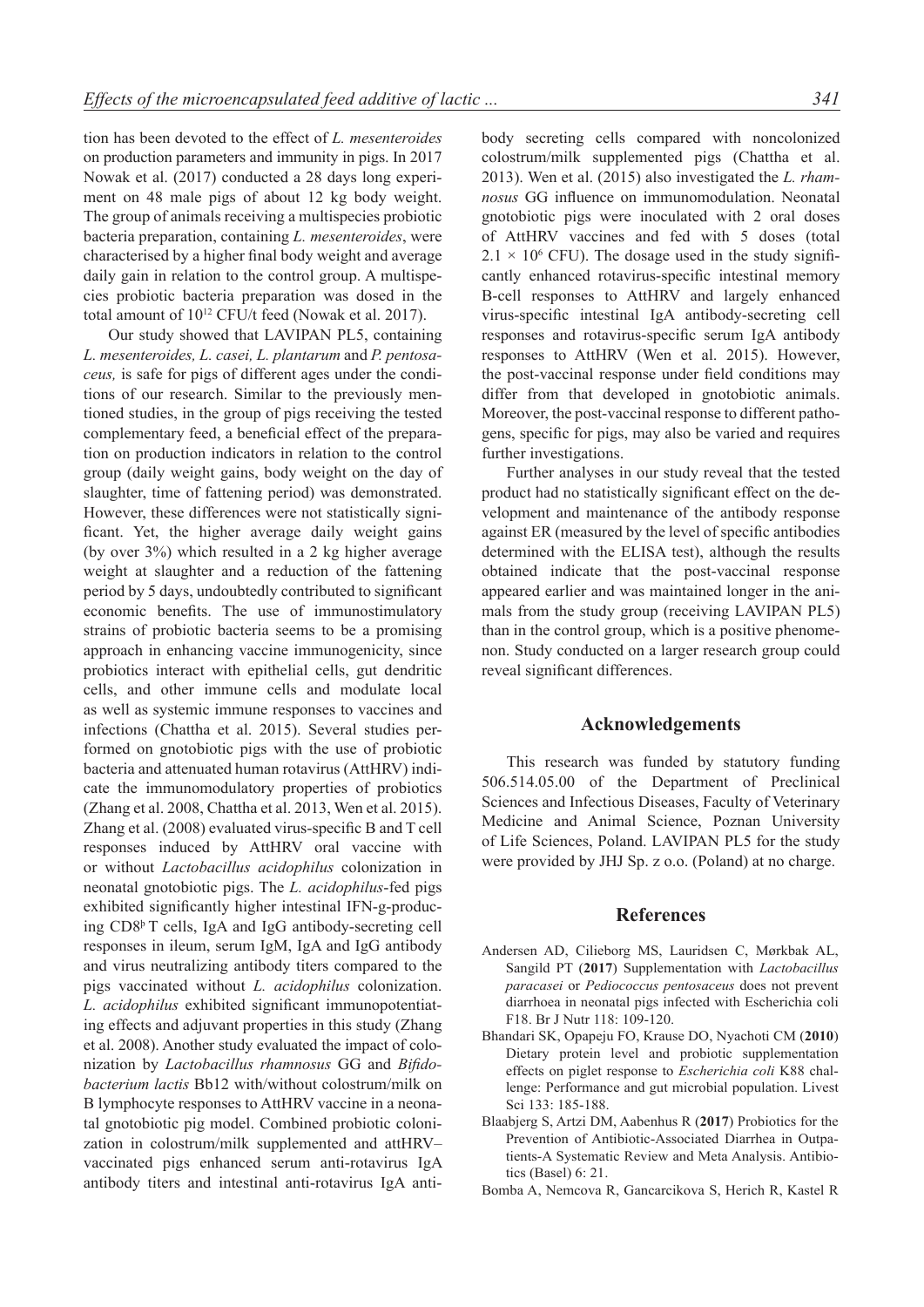tion has been devoted to the effect of *L. mesenteroides* on production parameters and immunity in pigs. In 2017 Nowak et al. (2017) conducted a 28 days long experiment on 48 male pigs of about 12 kg body weight. The group of animals receiving a multispecies probiotic bacteria preparation, containing *L. mesenteroides*, were characterised by a higher final body weight and average daily gain in relation to the control group. A multispecies probiotic bacteria preparation was dosed in the total amount of $10^{12}$ CFU/t feed (Nowak et al. 2017).

Our study showed that LAVIPAN PL5, containing *L. mesenteroides, L. casei, L. plantarum* and *P. pentosaceus,* is safe for pigs of different ages under the conditions of our research. Similar to the previously mentioned studies, in the group of pigs receiving the tested complementary feed, a beneficial effect of the preparation on production indicators in relation to the control group (daily weight gains, body weight on the day of slaughter, time of fattening period) was demonstrated. However, these differences were not statistically significant. Yet, the higher average daily weight gains (by over 3%) which resulted in a 2 kg higher average weight at slaughter and a reduction of the fattening period by 5 days, undoubtedly contributed to significant economic benefits. The use of immunostimulatory strains of probiotic bacteria seems to be a promising approach in enhancing vaccine immunogenicity, since probiotics interact with epithelial cells, gut dendritic cells, and other immune cells and modulate local as well as systemic immune responses to vaccines and infections (Chattha et al. 2015). Several studies performed on gnotobiotic pigs with the use of probiotic bacteria and attenuated human rotavirus (AttHRV) indicate the immunomodulatory properties of probiotics (Zhang et al. 2008, Chattha et al. 2013, Wen et al. 2015). Zhang et al. (2008) evaluated virus-specific B and T cell responses induced by AttHRV oral vaccine with or without *Lactobacillus acidophilus* colonization in neonatal gnotobiotic pigs. The *L. acidophilus*-fed pigs exhibited significantly higher intestinal IFN-g-producing CD8þ T cells, IgA and IgG antibody-secreting cell responses in ileum, serum IgM, IgA and IgG antibody and virus neutralizing antibody titers compared to the pigs vaccinated without *L. acidophilus* colonization. *L. acidophilus* exhibited significant immunopotentiating effects and adjuvant properties in this study (Zhang et al. 2008). Another study evaluated the impact of colonization by *Lactobacillus rhamnosus* GG and *Bifidobacterium lactis* Bb12 with/without colostrum/milk on B lymphocyte responses to AttHRV vaccine in a neonatal gnotobiotic pig model. Combined probiotic colonization in colostrum/milk supplemented and attHRV–vaccinated pigs enhanced serum anti-rotavirus IgA antibody titers and intestinal anti-rotavirus IgA antibody secreting cells compared with noncolonized colostrum/milk supplemented pigs (Chattha et al. 2013). Wen et al. (2015) also investigated the *L. rhamnosus* GG influence on immunomodulation. Neonatal gnotobiotic pigs were inoculated with 2 oral doses of AttHRV vaccines and fed with 5 doses (total $2.1 \times 10^6$ CFU). The dosage used in the study significantly enhanced rotavirus-specific intestinal memory B-cell responses to AttHRV and largely enhanced virus-specific intestinal IgA antibody-secreting cell responses and rotavirus-specific serum IgA antibody responses to AttHRV (Wen et al. 2015). However, the post-vaccinal response under field conditions may differ from that developed in gnotobiotic animals. Moreover, the post-vaccinal response to different pathogens, specific for pigs, may also be varied and requires further investigations.

Further analyses in our study reveal that the tested product had no statistically significant effect on the development and maintenance of the antibody response against ER (measured by the level of specific antibodies determined with the ELISA test), although the results obtained indicate that the post-vaccinal response appeared earlier and was maintained longer in the animals from the study group (receiving LAVIPAN PL5) than in the control group, which is a positive phenomenon. Study conducted on a larger research group could reveal significant differences.

## Acknowledgements

This research was funded by statutory funding 506.514.05.00 of the Department of Preclinical Sciences and Infectious Diseases, Faculty of Veterinary Medicine and Animal Science, Poznan University of Life Sciences, Poland. LAVIPAN PL5 for the study were provided by JHJ Sp. z o.o. (Poland) at no charge.

## References

Andersen AD, Cilieborg MS, Lauridsen C, Mørkbak AL, Sangild PT (**2017**) Supplementation with *Lactobacillus paracasei* or *Pediococcus pentosaceus* does not prevent diarrhoea in neonatal pigs infected with Escherichia coli F18. Br J Nutr 118: 109-120.

Bhandari SK, Opapeju FO, Krause DO, Nyachoti CM (**2010**) Dietary protein level and probiotic supplementation effects on piglet response to *Escherichia coli* K88 challenge: Performance and gut microbial population. Livest Sci 133: 185-188.

Blaabjerg S, Artzi DM, Aabenhus R (**2017**) Probiotics for the Prevention of Antibiotic-Associated Diarrhea in Outpatients-A Systematic Review and Meta Analysis. Antibiotics (Basel) 6: 21.

Bomba A, Nemcova R, Gancarcikova S, Herich R, Kastel R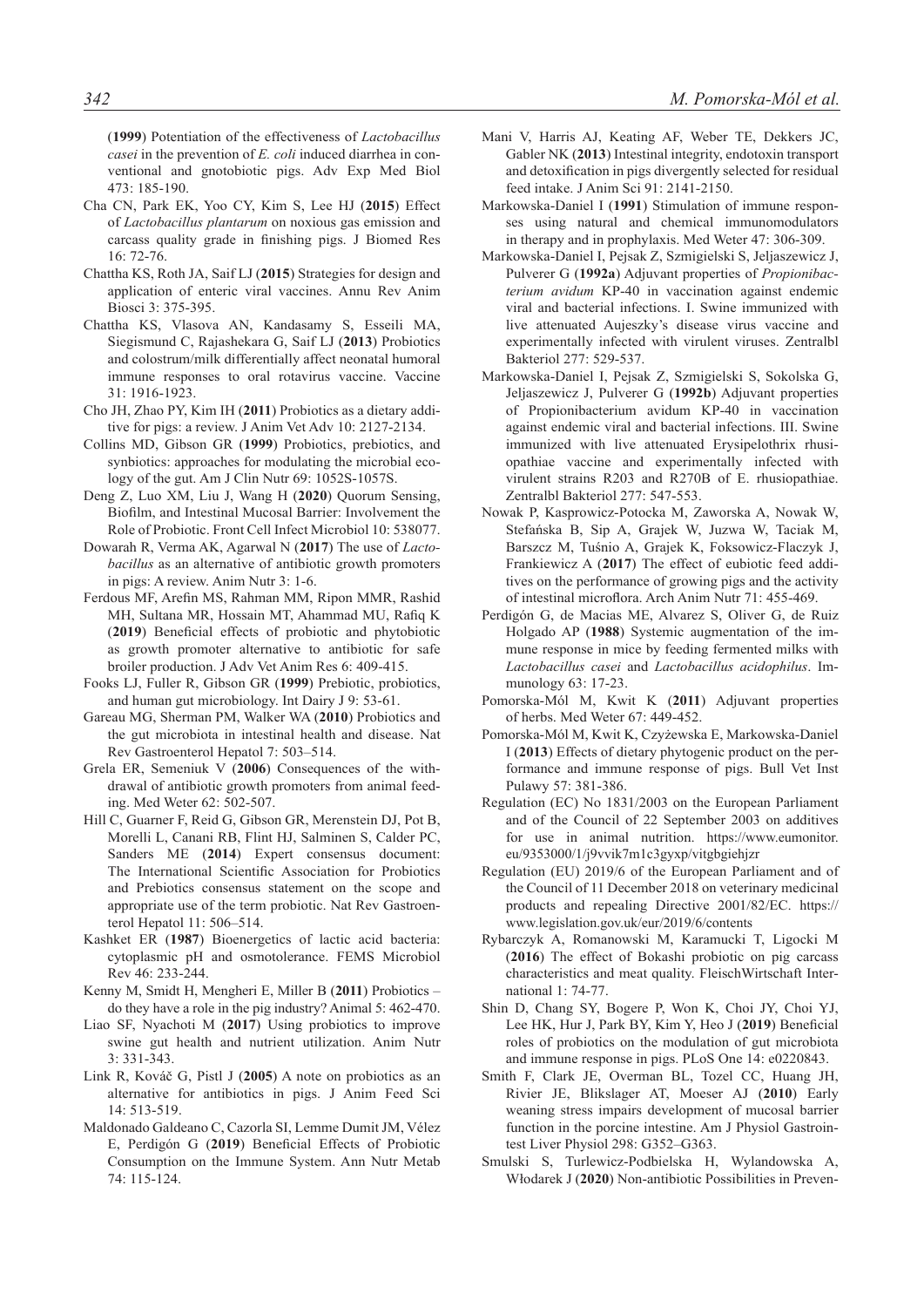(**1999**) Potentiation of the effectiveness of *Lactobacillus casei* in the prevention of *E. coli* induced diarrhea in conventional and gnotobiotic pigs. Adv Exp Med Biol 473: 185-190.

Cha CN, Park EK, Yoo CY, Kim S, Lee HJ (**2015**) Effect of *Lactobacillus plantarum* on noxious gas emission and carcass quality grade in finishing pigs. J Biomed Res 16: 72-76.

Chattha KS, Roth JA, Saif LJ (**2015**) Strategies for design and application of enteric viral vaccines. Annu Rev Anim Biosci 3: 375-395.

Chattha KS, Vlasova AN, Kandasamy S, Esseili MA, Siegismund C, Rajashekara G, Saif LJ (**2013**) Probiotics and colostrum/milk differentially affect neonatal humoral immune responses to oral rotavirus vaccine. Vaccine 31: 1916-1923.

Cho JH, Zhao PY, Kim IH (**2011**) Probiotics as a dietary additive for pigs: a review. J Anim Vet Adv 10: 2127-2134.

Collins MD, Gibson GR (**1999**) Probiotics, prebiotics, and synbiotics: approaches for modulating the microbial ecology of the gut. Am J Clin Nutr 69: 1052S-1057S.

Deng Z, Luo XM, Liu J, Wang H (**2020**) Quorum Sensing, Biofilm, and Intestinal Mucosal Barrier: Involvement the Role of Probiotic. Front Cell Infect Microbiol 10: 538077.

Dowarah R, Verma AK, Agarwal N (**2017**) The use of *Lactobacillus* as an alternative of antibiotic growth promoters in pigs: A review. Anim Nutr 3: 1-6.

Ferdous MF, Arefin MS, Rahman MM, Ripon MMR, Rashid MH, Sultana MR, Hossain MT, Ahammad MU, Rafiq K (**2019**) Beneficial effects of probiotic and phytobiotic as growth promoter alternative to antibiotic for safe broiler production. J Adv Vet Anim Res 6: 409-415.

Fooks LJ, Fuller R, Gibson GR (**1999**) Prebiotic, probiotics, and human gut microbiology. Int Dairy J 9: 53-61.

Gareau MG, Sherman PM, Walker WA (**2010**) Probiotics and the gut microbiota in intestinal health and disease. Nat Rev Gastroenterol Hepatol 7: 503–514.

Grela ER, Semeniuk V (**2006**) Consequences of the withdrawal of antibiotic growth promoters from animal feeding. Med Weter 62: 502-507.

Hill C, Guarner F, Reid G, Gibson GR, Merenstein DJ, Pot B, Morelli L, Canani RB, Flint HJ, Salminen S, Calder PC, Sanders ME (**2014**) Expert consensus document: The International Scientific Association for Probiotics and Prebiotics consensus statement on the scope and appropriate use of the term probiotic. Nat Rev Gastroenterol Hepatol 11: 506–514.

Kashket ER (**1987**) Bioenergetics of lactic acid bacteria: cytoplasmic pH and osmotolerance. FEMS Microbiol Rev 46: 233-244.

Kenny M, Smidt H, Mengheri E, Miller B (**2011**) Probiotics – do they have a role in the pig industry? Animal 5: 462-470.

Liao SF, Nyachoti M (**2017**) Using probiotics to improve swine gut health and nutrient utilization. Anim Nutr 3: 331-343.

Link R, Kováč G, Pistl J (**2005**) A note on probiotics as an alternative for antibiotics in pigs. J Anim Feed Sci 14: 513-519.

Maldonado Galdeano C, Cazorla SI, Lemme Dumit JM, Vélez E, Perdigón G (**2019**) Beneficial Effects of Probiotic Consumption on the Immune System. Ann Nutr Metab 74: 115-124.

Mani V, Harris AJ, Keating AF, Weber TE, Dekkers JC, Gabler NK (**2013**) Intestinal integrity, endotoxin transport and detoxification in pigs divergently selected for residual feed intake. J Anim Sci 91: 2141-2150.

Markowska-Daniel I (**1991**) Stimulation of immune responses using natural and chemical immunomodulators in therapy and in prophylaxis. Med Weter 47: 306-309.

Markowska-Daniel I, Pejsak Z, Szmigielski S, Jeljaszewicz J, Pulverer G (**1992a**) Adjuvant properties of *Propionibacterium avidum* KP-40 in vaccination against endemic viral and bacterial infections. I. Swine immunized with live attenuated Aujeszky's disease virus vaccine and experimentally infected with virulent viruses. Zentralbl Bakteriol 277: 529-537.

Markowska-Daniel I, Pejsak Z, Szmigielski S, Sokolska G, Jeljaszewicz J, Pulverer G (**1992b**) Adjuvant properties of Propionibacterium avidum KP-40 in vaccination against endemic viral and bacterial infections. III. Swine immunized with live attenuated Erysipelothrix rhusiopathiae vaccine and experimentally infected with virulent strains R203 and R270B of E. rhusiopathiae. Zentralbl Bakteriol 277: 547-553.

Nowak P, Kasprowicz-Potocka M, Zaworska A, Nowak W, Stefańska B, Sip A, Grajek W, Juzwa W, Taciak M, Barszcz M, Tuśnio A, Grajek K, Foksowicz-Flaczyk J, Frankiewicz A (**2017**) The effect of eubiotic feed additives on the performance of growing pigs and the activity of intestinal microflora. Arch Anim Nutr 71: 455-469.

Perdigón G, de Macias ME, Alvarez S, Oliver G, de Ruiz Holgado AP (**1988**) Systemic augmentation of the immune response in mice by feeding fermented milks with *Lactobacillus casei* and *Lactobacillus acidophilus*. Immunology 63: 17-23.

Pomorska-Mól M, Kwit K (**2011**) Adjuvant properties of herbs. Med Weter 67: 449-452.

Pomorska-Mól M, Kwit K, Czyżewska E, Markowska-Daniel I (**2013**) Effects of dietary phytogenic product on the performance and immune response of pigs. Bull Vet Inst Pulawy 57: 381-386.

Regulation (EC) No 1831/2003 on the European Parliament and of the Council of 22 September 2003 on additives for use in animal nutrition. https://www.eumonitor.eu/9353000/1/j9vvik7m1c3gyxp/vitgbgiehjzr

Regulation (EU) 2019/6 of the European Parliament and of the Council of 11 December 2018 on veterinary medicinal products and repealing Directive 2001/82/EC. https://www.legislation.gov.uk/eur/2019/6/contents

Rybarczyk A, Romanowski M, Karamucki T, Ligocki M (**2016**) The effect of Bokashi probiotic on pig carcass characteristics and meat quality. FleischWirtschaft International 1: 74-77.

Shin D, Chang SY, Bogere P, Won K, Choi JY, Choi YJ, Lee HK, Hur J, Park BY, Kim Y, Heo J (**2019**) Beneficial roles of probiotics on the modulation of gut microbiota and immune response in pigs. PLoS One 14: e0220843.

Smith F, Clark JE, Overman BL, Tozel CC, Huang JH, Rivier JE, Blikslager AT, Moeser AJ (**2010**) Early weaning stress impairs development of mucosal barrier function in the porcine intestine. Am J Physiol Gastrointest Liver Physiol 298: G352–G363.

Smulski S, Turlewicz-Podbielska H, Wylandowska A, Włodarek J (**2020**) Non-antibiotic Possibilities in Preven-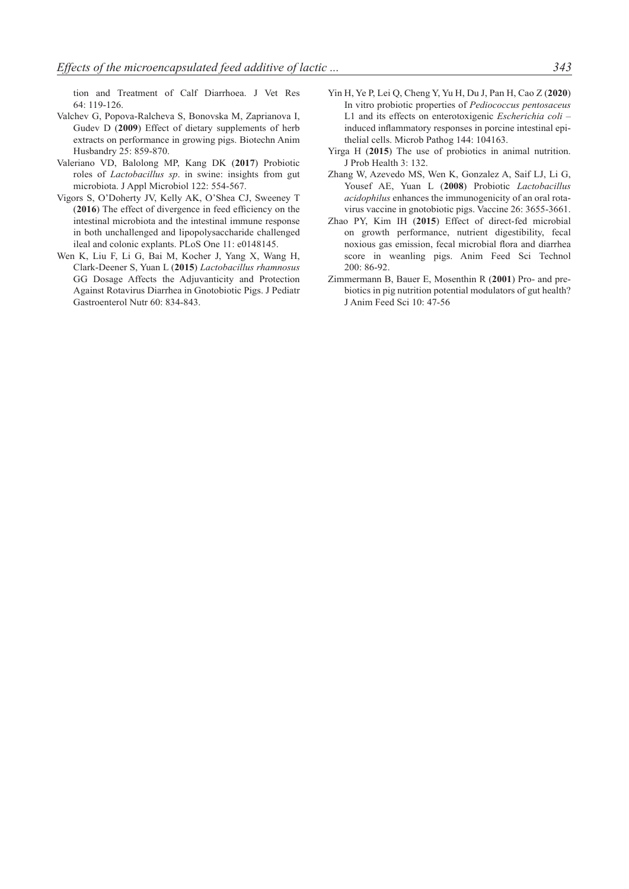tion and Treatment of Calf Diarrhoea. J Vet Res 64: 119-126.

Valchev G, Popova-Ralcheva S, Bonovska M, Zaprianova I, Gudev D (**2009**) Effect of dietary supplements of herb extracts on performance in growing pigs. Biotechn Anim Husbandry 25: 859-870.

Valeriano VD, Balolong MP, Kang DK (**2017**) Probiotic roles of *Lactobacillus sp*. in swine: insights from gut microbiota. J Appl Microbiol 122: 554-567.

Vigors S, O'Doherty JV, Kelly AK, O'Shea CJ, Sweeney T (**2016**) The effect of divergence in feed efficiency on the intestinal microbiota and the intestinal immune response in both unchallenged and lipopolysaccharide challenged ileal and colonic explants. PLoS One 11: e0148145.

Wen K, Liu F, Li G, Bai M, Kocher J, Yang X, Wang H, Clark-Deener S, Yuan L (**2015**) *Lactobacillus rhamnosus* GG Dosage Affects the Adjuvanticity and Protection Against Rotavirus Diarrhea in Gnotobiotic Pigs. J Pediatr Gastroenterol Nutr 60: 834-843.

Yin H, Ye P, Lei Q, Cheng Y, Yu H, Du J, Pan H, Cao Z (**2020**) In vitro probiotic properties of *Pediococcus pentosaceus* L1 and its effects on enterotoxigenic *Escherichia coli* – induced inflammatory responses in porcine intestinal epithelial cells. Microb Pathog 144: 104163.

Yirga H (**2015**) The use of probiotics in animal nutrition. J Prob Health 3: 132.

Zhang W, Azevedo MS, Wen K, Gonzalez A, Saif LJ, Li G, Yousef AE, Yuan L (**2008**) Probiotic *Lactobacillus acidophilus* enhances the immunogenicity of an oral rotavirus vaccine in gnotobiotic pigs. Vaccine 26: 3655-3661.

Zhao PY, Kim IH (**2015**) Effect of direct-fed microbial on growth performance, nutrient digestibility, fecal noxious gas emission, fecal microbial flora and diarrhea score in weanling pigs. Anim Feed Sci Technol 200: 86-92.

Zimmermann B, Bauer E, Mosenthin R (**2001**) Pro- and prebiotics in pig nutrition potential modulators of gut health? J Anim Feed Sci 10: 47-56